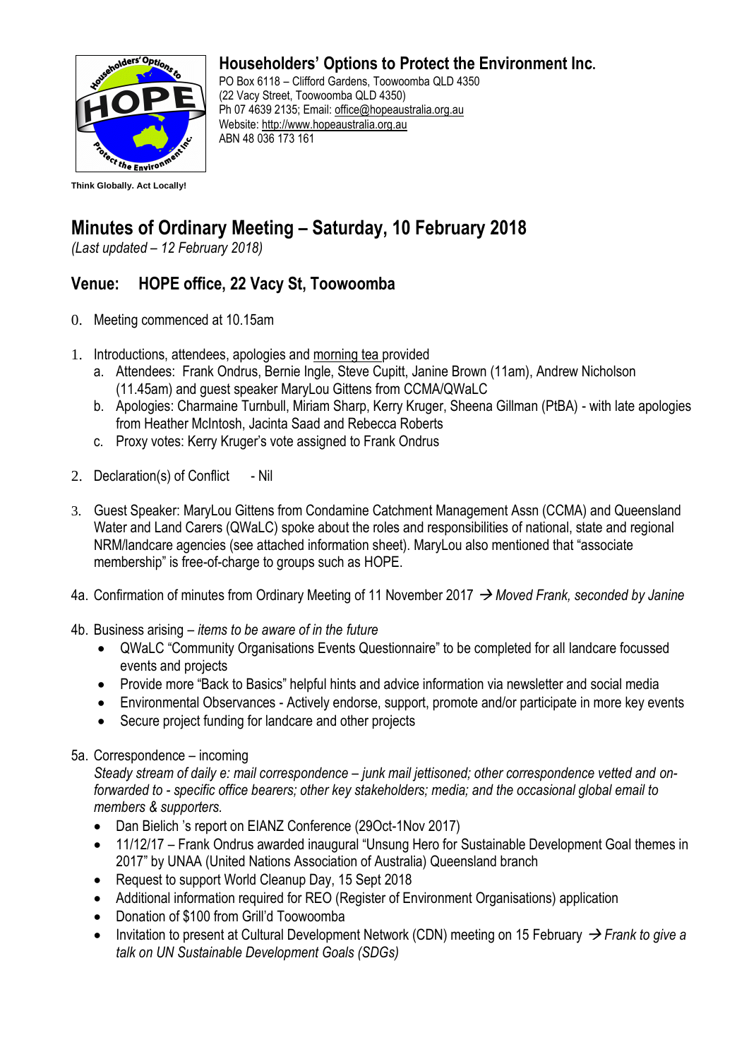**Householders' Options to Protect the Environment Inc.**
PO Box 6118 – Clifford Gardens, Toowoomba QLD 4350
(22 Vacy Street, Toowoomba QLD 4350)
Ph 07 4639 2135; Email: office@hopeaustralia.org.au
Website: http://www.hopeaustralia.org.au
ABN 48 036 173 161

**Think Globally. Act Locally!**

# Minutes of Ordinary Meeting – Saturday, 10 February 2018

*(Last updated – 12 February 2018)*

## Venue: HOPE office, 22 Vacy St, Toowoomba

0. Meeting commenced at 10.15am

1. Introductions, attendees, apologies and morning tea provided
   a. Attendees: Frank Ondrus, Bernie Ingle, Steve Cupitt, Janine Brown (11am), Andrew Nicholson (11.45am) and guest speaker MaryLou Gittens from CCMA/QWaLC
   b. Apologies: Charmaine Turnbull, Miriam Sharp, Kerry Kruger, Sheena Gillman (PtBA) - with late apologies from Heather McIntosh, Jacinta Saad and Rebecca Roberts
   c. Proxy votes: Kerry Kruger's vote assigned to Frank Ondrus

2. Declaration(s) of Conflict - Nil

3. Guest Speaker: MaryLou Gittens from Condamine Catchment Management Assn (CCMA) and Queensland Water and Land Carers (QWaLC) spoke about the roles and responsibilities of national, state and regional NRM/landcare agencies (see attached information sheet). MaryLou also mentioned that "associate membership" is free-of-charge to groups such as HOPE.

4a. Confirmation of minutes from Ordinary Meeting of 11 November 2017 → *Moved Frank, seconded by Janine*

4b. Business arising – *items to be aware of in the future*

- QWaLC "Community Organisations Events Questionnaire" to be completed for all landcare focussed events and projects
- Provide more "Back to Basics" helpful hints and advice information via newsletter and social media
- Environmental Observances - Actively endorse, support, promote and/or participate in more key events
- Secure project funding for landcare and other projects

5a. Correspondence – incoming

*Steady stream of daily e: mail correspondence – junk mail jettisoned; other correspondence vetted and on-forwarded to - specific office bearers; other key stakeholders; media; and the occasional global email to members & supporters.*

- Dan Bielich 's report on EIANZ Conference (29Oct-1Nov 2017)
- 11/12/17 – Frank Ondrus awarded inaugural "Unsung Hero for Sustainable Development Goal themes in 2017" by UNAA (United Nations Association of Australia) Queensland branch
- Request to support World Cleanup Day, 15 Sept 2018
- Additional information required for REO (Register of Environment Organisations) application
- Donation of $100 from Grill'd Toowoomba
- Invitation to present at Cultural Development Network (CDN) meeting on 15 February → *Frank to give a talk on UN Sustainable Development Goals (SDGs)*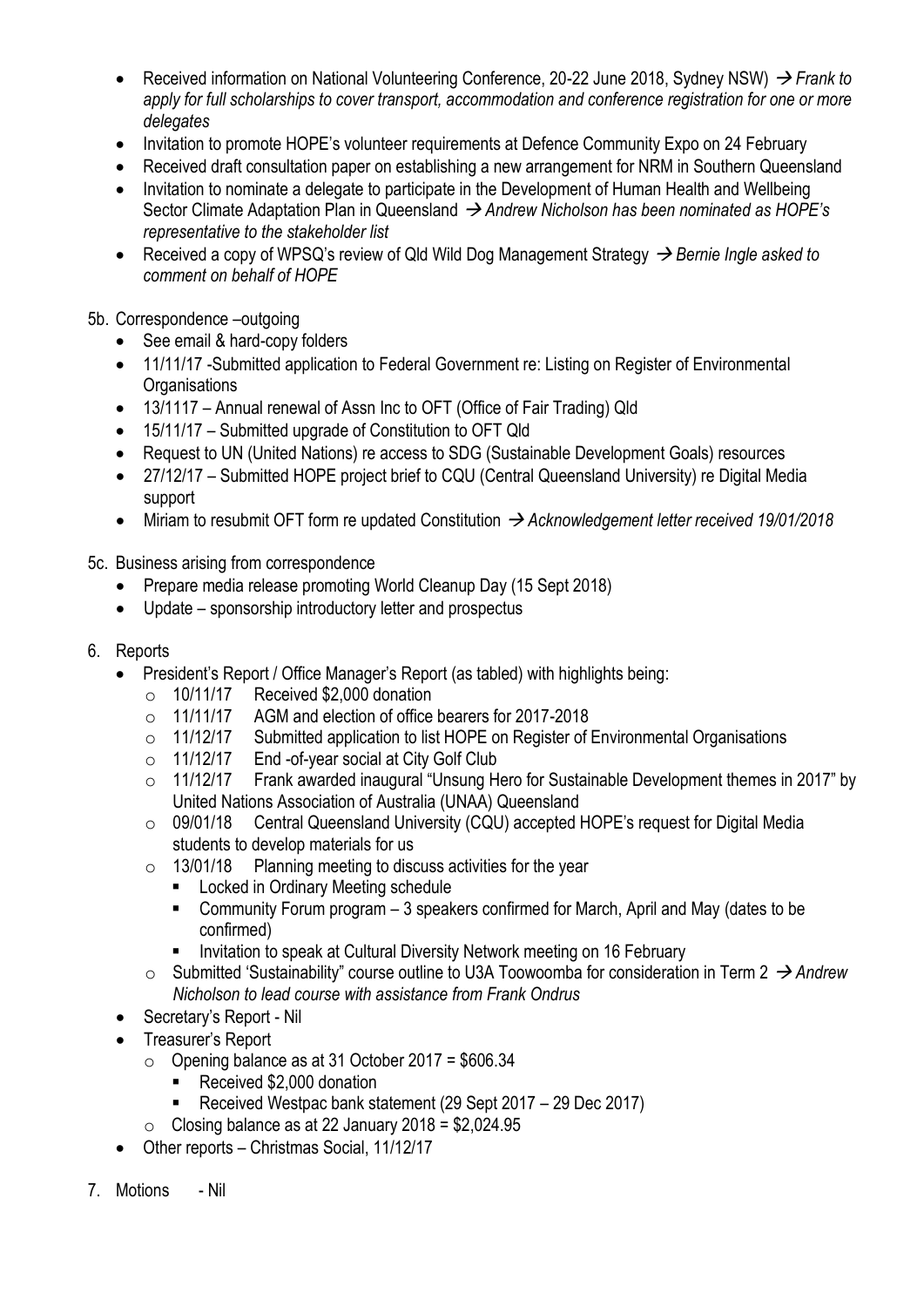- Received information on National Volunteering Conference, 20-22 June 2018, Sydney NSW) → *Frank to apply for full scholarships to cover transport, accommodation and conference registration for one or more delegates*
- Invitation to promote HOPE's volunteer requirements at Defence Community Expo on 24 February
- Received draft consultation paper on establishing a new arrangement for NRM in Southern Queensland
- Invitation to nominate a delegate to participate in the Development of Human Health and Wellbeing Sector Climate Adaptation Plan in Queensland → *Andrew Nicholson has been nominated as HOPE's representative to the stakeholder list*
- Received a copy of WPSQ's review of Qld Wild Dog Management Strategy → *Bernie Ingle asked to comment on behalf of HOPE*

5b. Correspondence –outgoing

- See email & hard-copy folders
- 11/11/17 -Submitted application to Federal Government re: Listing on Register of Environmental Organisations
- 13/1117 – Annual renewal of Assn Inc to OFT (Office of Fair Trading) Qld
- 15/11/17 – Submitted upgrade of Constitution to OFT Qld
- Request to UN (United Nations) re access to SDG (Sustainable Development Goals) resources
- 27/12/17 – Submitted HOPE project brief to CQU (Central Queensland University) re Digital Media support
- Miriam to resubmit OFT form re updated Constitution → *Acknowledgement letter received 19/01/2018*

5c. Business arising from correspondence

- Prepare media release promoting World Cleanup Day (15 Sept 2018)
- Update – sponsorship introductory letter and prospectus

6. Reports

- President's Report / Office Manager's Report (as tabled) with highlights being:
  - 10/11/17 Received $2,000 donation
  - 11/11/17 AGM and election of office bearers for 2017-2018
  - 11/12/17 Submitted application to list HOPE on Register of Environmental Organisations
  - 11/12/17 End -of-year social at City Golf Club
  - 11/12/17 Frank awarded inaugural "Unsung Hero for Sustainable Development themes in 2017" by United Nations Association of Australia (UNAA) Queensland
  - 09/01/18 Central Queensland University (CQU) accepted HOPE's request for Digital Media students to develop materials for us
  - 13/01/18 Planning meeting to discuss activities for the year
    - Locked in Ordinary Meeting schedule
    - Community Forum program – 3 speakers confirmed for March, April and May (dates to be confirmed)
    - Invitation to speak at Cultural Diversity Network meeting on 16 February
  - Submitted 'Sustainability" course outline to U3A Toowoomba for consideration in Term 2 → *Andrew Nicholson to lead course with assistance from Frank Ondrus*
- Secretary's Report - Nil
- Treasurer's Report
  - Opening balance as at 31 October 2017 = $606.34
    - Received $2,000 donation
    - Received Westpac bank statement (29 Sept 2017 – 29 Dec 2017)
  - Closing balance as at 22 January 2018 = $2,024.95
- Other reports – Christmas Social, 11/12/17

7. Motions - Nil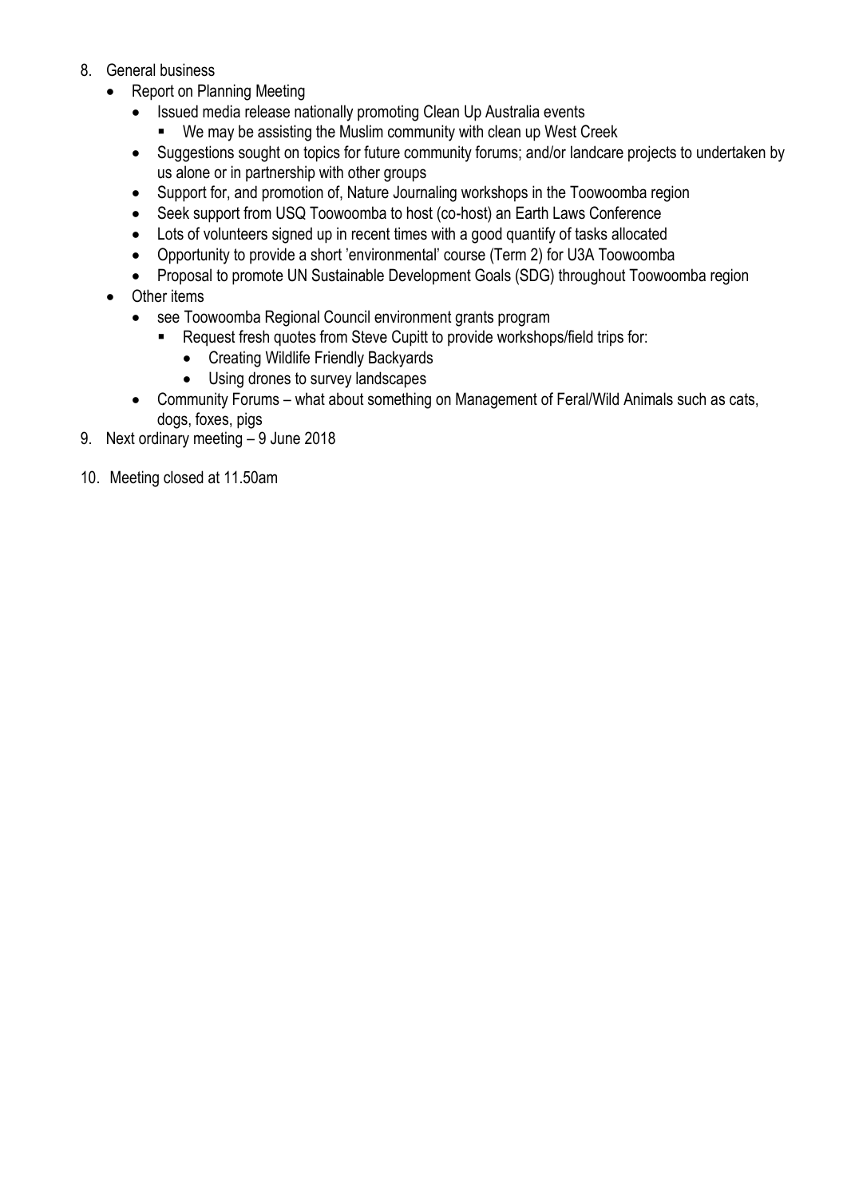8. General business
   - Report on Planning Meeting
     - Issued media release nationally promoting Clean Up Australia events
       - We may be assisting the Muslim community with clean up West Creek
     - Suggestions sought on topics for future community forums; and/or landcare projects to undertaken by us alone or in partnership with other groups
     - Support for, and promotion of, Nature Journaling workshops in the Toowoomba region
     - Seek support from USQ Toowoomba to host (co-host) an Earth Laws Conference
     - Lots of volunteers signed up in recent times with a good quantify of tasks allocated
     - Opportunity to provide a short 'environmental' course (Term 2) for U3A Toowoomba
     - Proposal to promote UN Sustainable Development Goals (SDG) throughout Toowoomba region
   - Other items
     - see Toowoomba Regional Council environment grants program
       - Request fresh quotes from Steve Cupitt to provide workshops/field trips for:
         - Creating Wildlife Friendly Backyards
         - Using drones to survey landscapes
     - Community Forums – what about something on Management of Feral/Wild Animals such as cats, dogs, foxes, pigs
9. Next ordinary meeting – 9 June 2018
10. Meeting closed at 11.50am